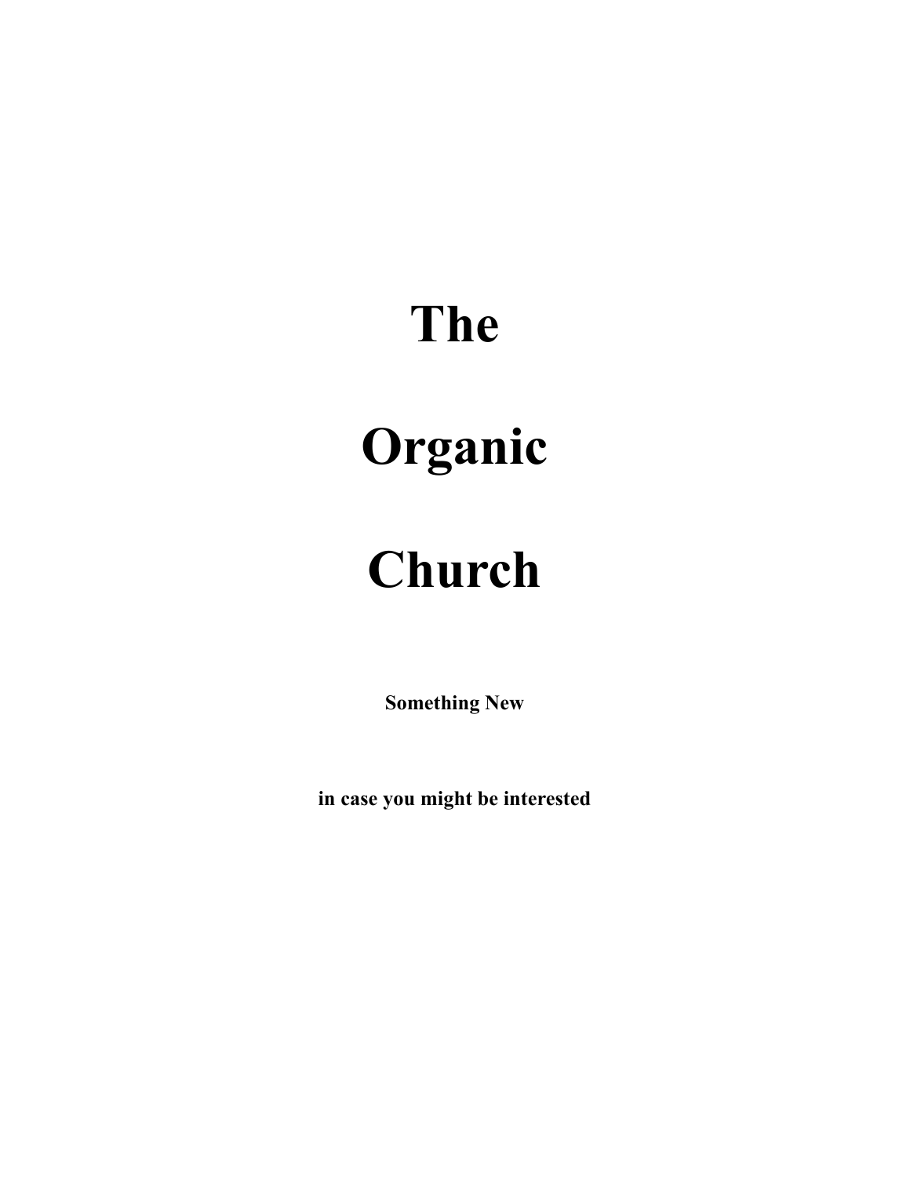# The

# Organic

# Church

**Something New**

**in case you might be interested**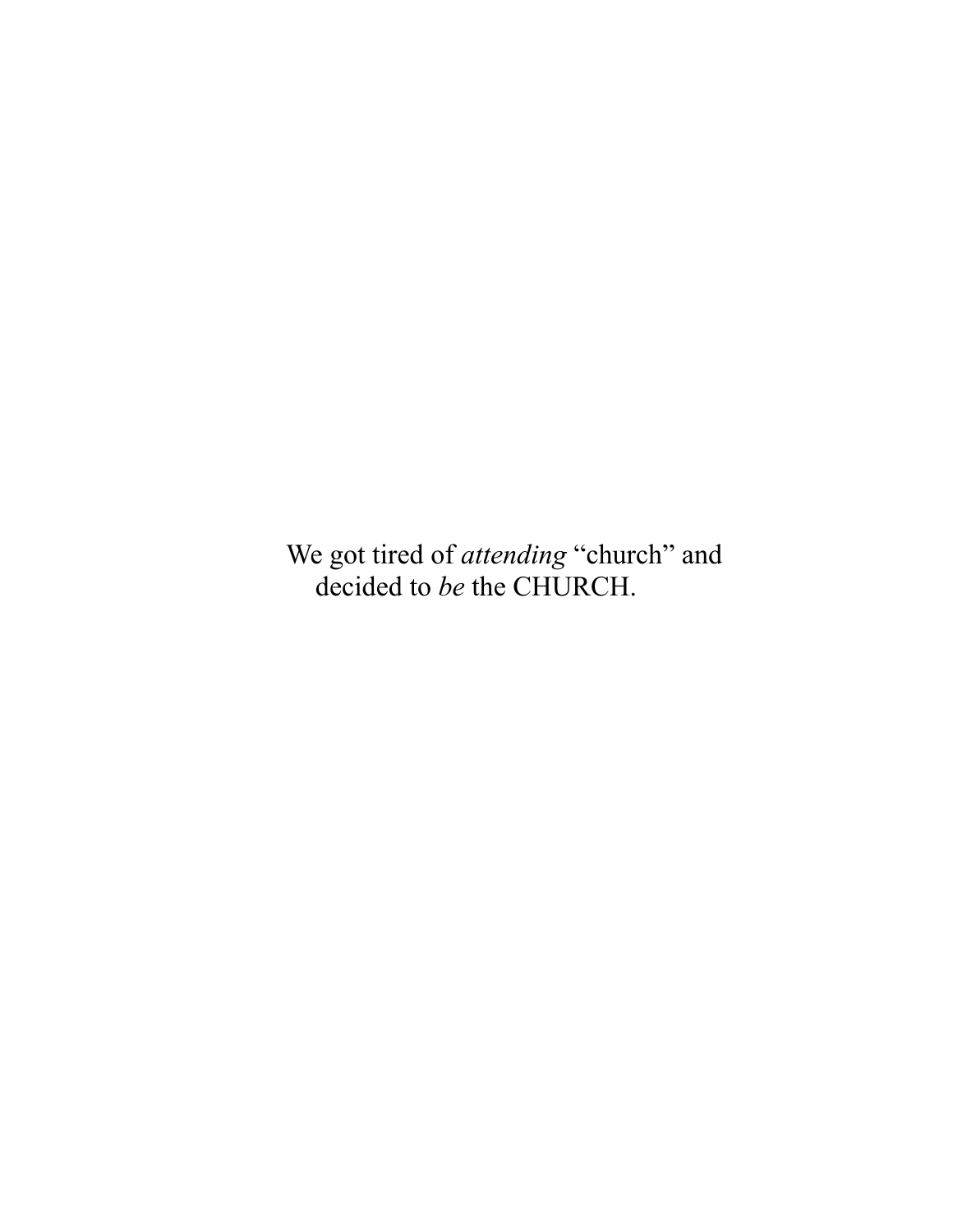We got tired of *attending* “church” and decided to *be* the CHURCH.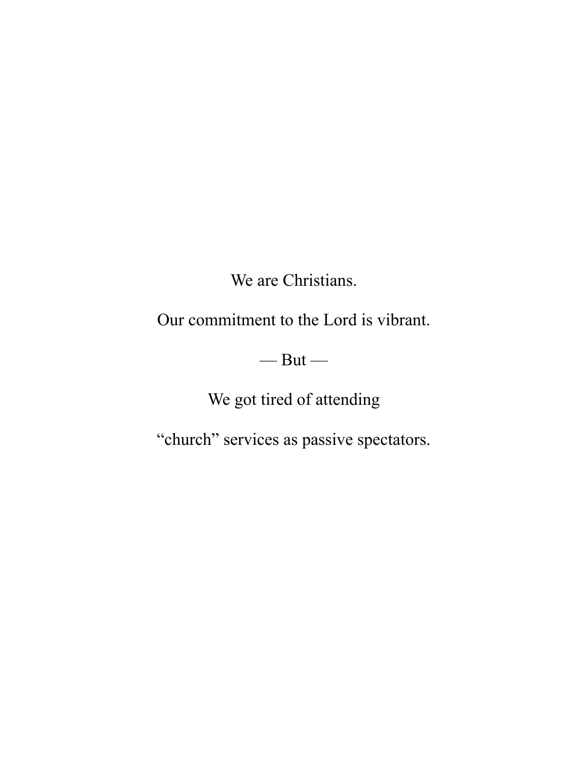We are Christians.

Our commitment to the Lord is vibrant.

— But —

We got tired of attending

“church” services as passive spectators.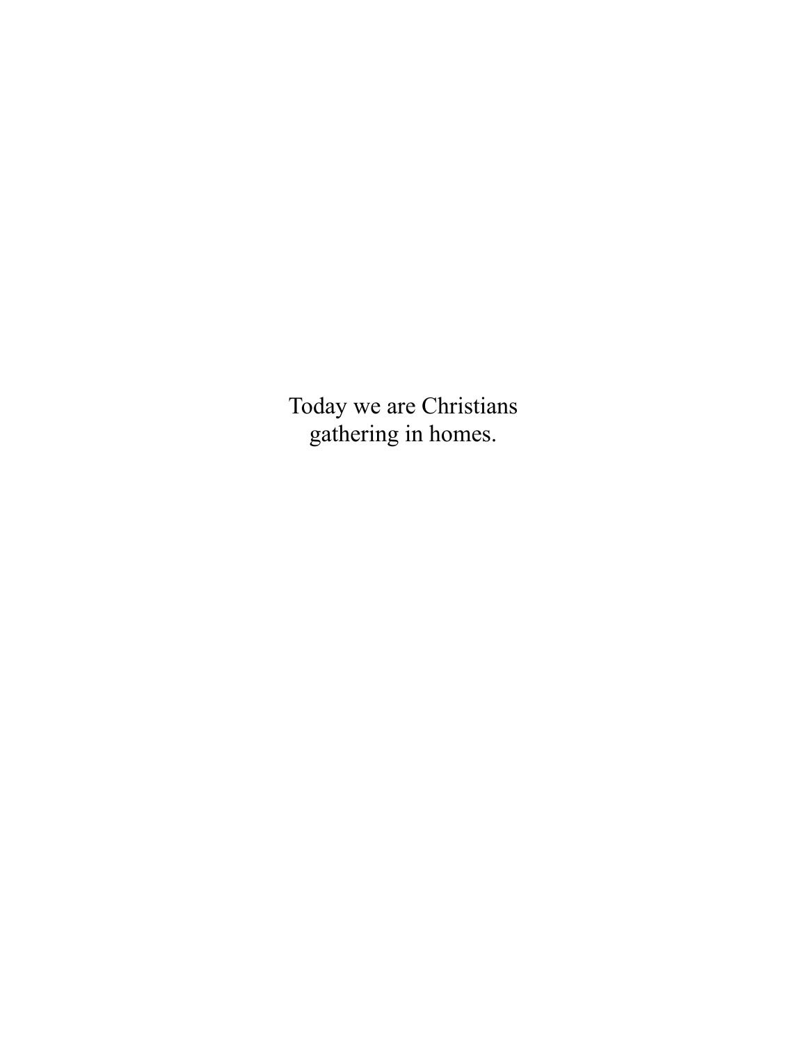Today we are Christians
gathering in homes.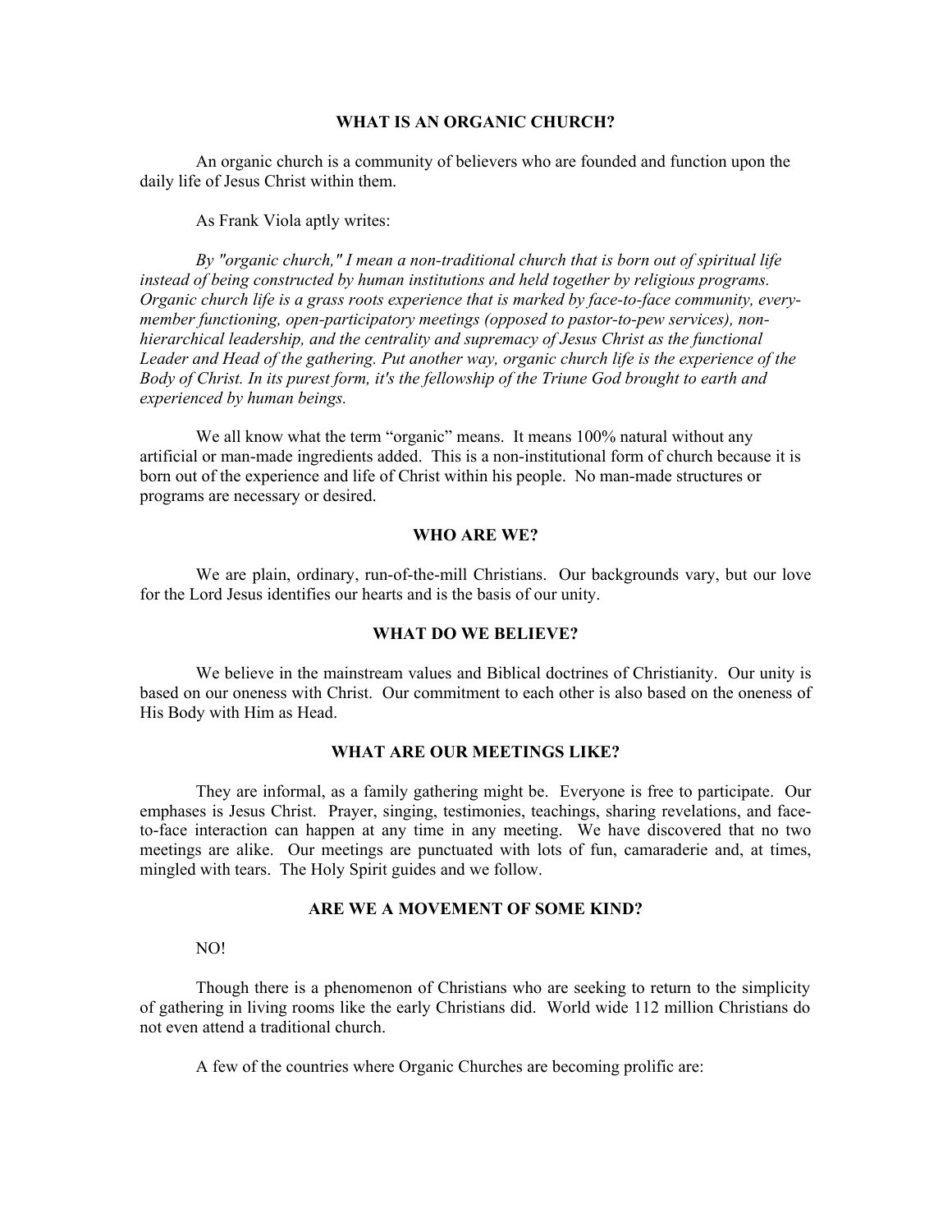## WHAT IS AN ORGANIC CHURCH?

An organic church is a community of believers who are founded and function upon the daily life of Jesus Christ within them.

As Frank Viola aptly writes:

*By "organic church," I mean a non-traditional church that is born out of spiritual life instead of being constructed by human institutions and held together by religious programs. Organic church life is a grass roots experience that is marked by face-to-face community, every-member functioning, open-participatory meetings (opposed to pastor-to-pew services), non-hierarchical leadership, and the centrality and supremacy of Jesus Christ as the functional Leader and Head of the gathering. Put another way, organic church life is the experience of the Body of Christ. In its purest form, it's the fellowship of the Triune God brought to earth and experienced by human beings.*

We all know what the term "organic" means. It means 100% natural without any artificial or man-made ingredients added. This is a non-institutional form of church because it is born out of the experience and life of Christ within his people. No man-made structures or programs are necessary or desired.

## WHO ARE WE?

We are plain, ordinary, run-of-the-mill Christians. Our backgrounds vary, but our love for the Lord Jesus identifies our hearts and is the basis of our unity.

## WHAT DO WE BELIEVE?

We believe in the mainstream values and Biblical doctrines of Christianity. Our unity is based on our oneness with Christ. Our commitment to each other is also based on the oneness of His Body with Him as Head.

## WHAT ARE OUR MEETINGS LIKE?

They are informal, as a family gathering might be. Everyone is free to participate. Our emphases is Jesus Christ. Prayer, singing, testimonies, teachings, sharing revelations, and face-to-face interaction can happen at any time in any meeting. We have discovered that no two meetings are alike. Our meetings are punctuated with lots of fun, camaraderie and, at times, mingled with tears. The Holy Spirit guides and we follow.

## ARE WE A MOVEMENT OF SOME KIND?

NO!

Though there is a phenomenon of Christians who are seeking to return to the simplicity of gathering in living rooms like the early Christians did. World wide 112 million Christians do not even attend a traditional church.

A few of the countries where Organic Churches are becoming prolific are: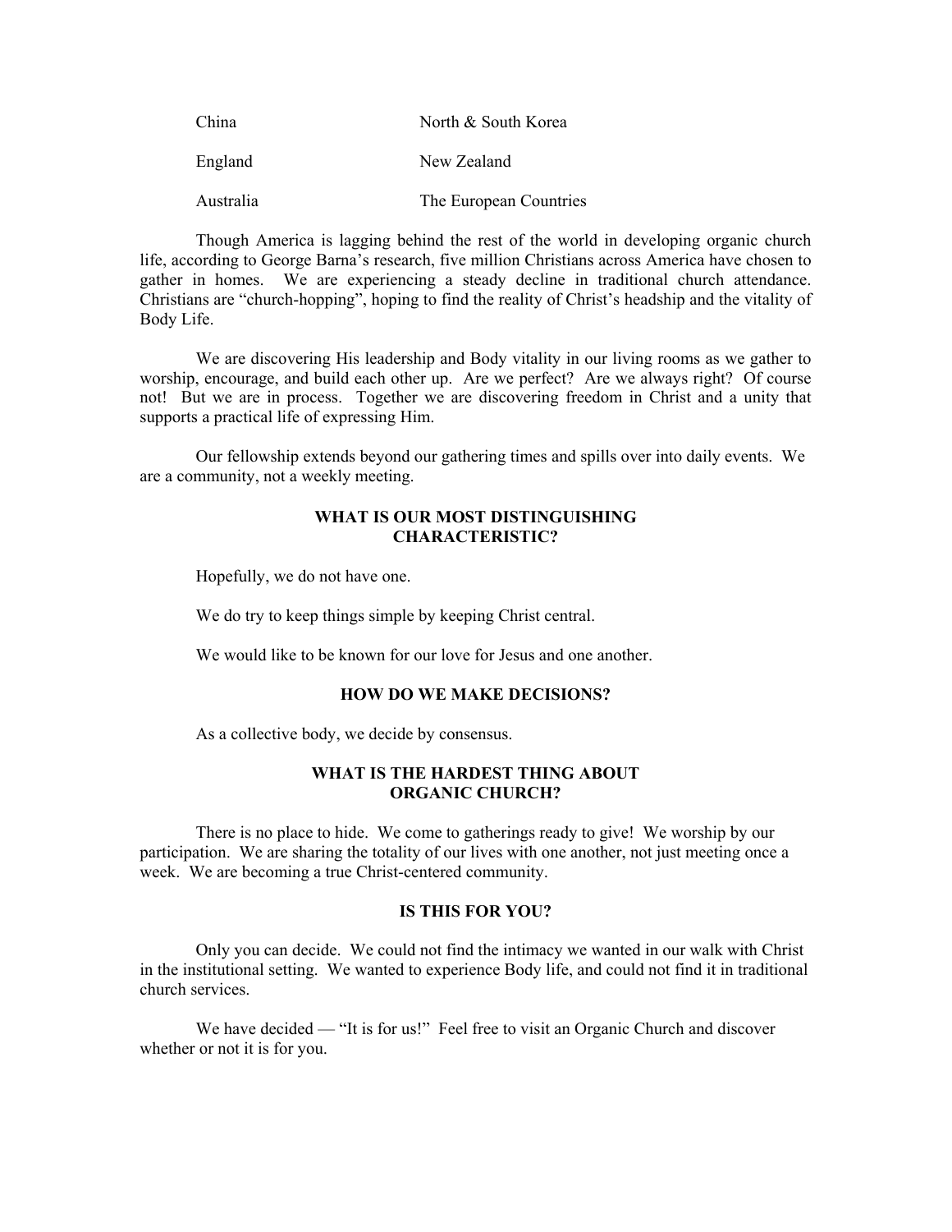| | |
|---|---|
| China | North & South Korea |
| England | New Zealand |
| Australia | The European Countries |

Though America is lagging behind the rest of the world in developing organic church life, according to George Barna's research, five million Christians across America have chosen to gather in homes. We are experiencing a steady decline in traditional church attendance. Christians are "church-hopping", hoping to find the reality of Christ's headship and the vitality of Body Life.

We are discovering His leadership and Body vitality in our living rooms as we gather to worship, encourage, and build each other up. Are we perfect? Are we always right? Of course not! But we are in process. Together we are discovering freedom in Christ and a unity that supports a practical life of expressing Him.

Our fellowship extends beyond our gathering times and spills over into daily events. We are a community, not a weekly meeting.

## WHAT IS OUR MOST DISTINGUISHING CHARACTERISTIC?

Hopefully, we do not have one.

We do try to keep things simple by keeping Christ central.

We would like to be known for our love for Jesus and one another.

## HOW DO WE MAKE DECISIONS?

As a collective body, we decide by consensus.

## WHAT IS THE HARDEST THING ABOUT ORGANIC CHURCH?

There is no place to hide. We come to gatherings ready to give! We worship by our participation. We are sharing the totality of our lives with one another, not just meeting once a week. We are becoming a true Christ-centered community.

## IS THIS FOR YOU?

Only you can decide. We could not find the intimacy we wanted in our walk with Christ in the institutional setting. We wanted to experience Body life, and could not find it in traditional church services.

We have decided — "It is for us!" Feel free to visit an Organic Church and discover whether or not it is for you.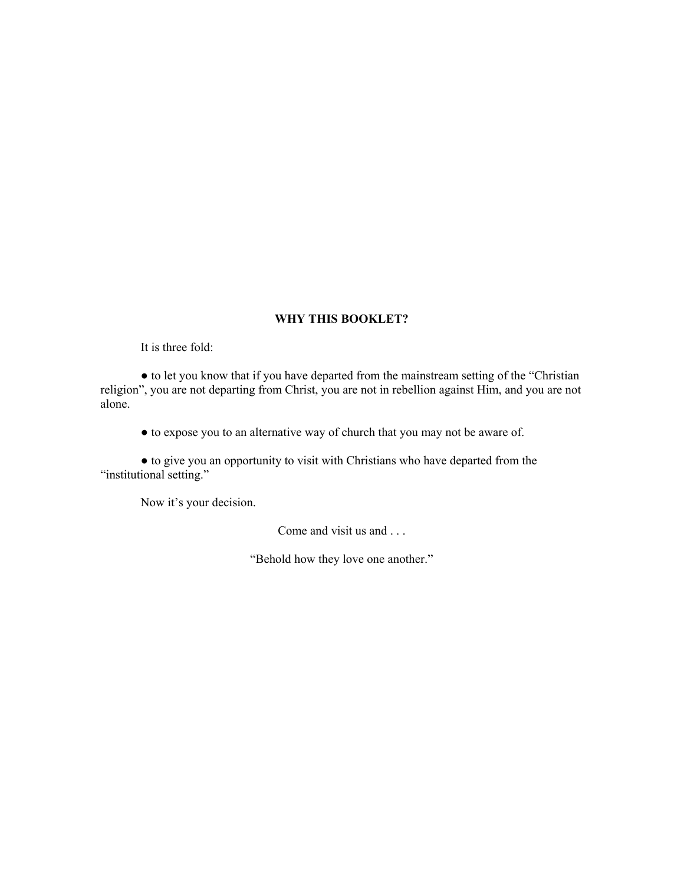## WHY THIS BOOKLET?

It is three fold:

- to let you know that if you have departed from the mainstream setting of the "Christian religion", you are not departing from Christ, you are not in rebellion against Him, and you are not alone.
- to expose you to an alternative way of church that you may not be aware of.
- to give you an opportunity to visit with Christians who have departed from the "institutional setting."

Now it's your decision.

Come and visit us and . . .

"Behold how they love one another."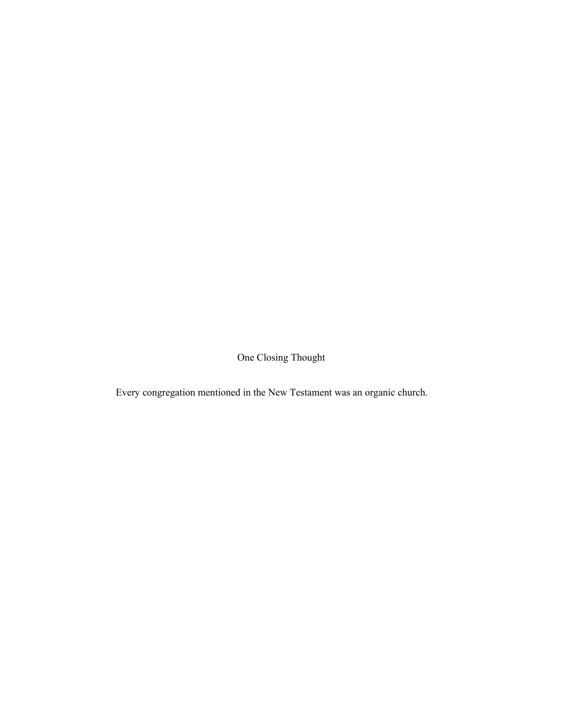## One Closing Thought

Every congregation mentioned in the New Testament was an organic church.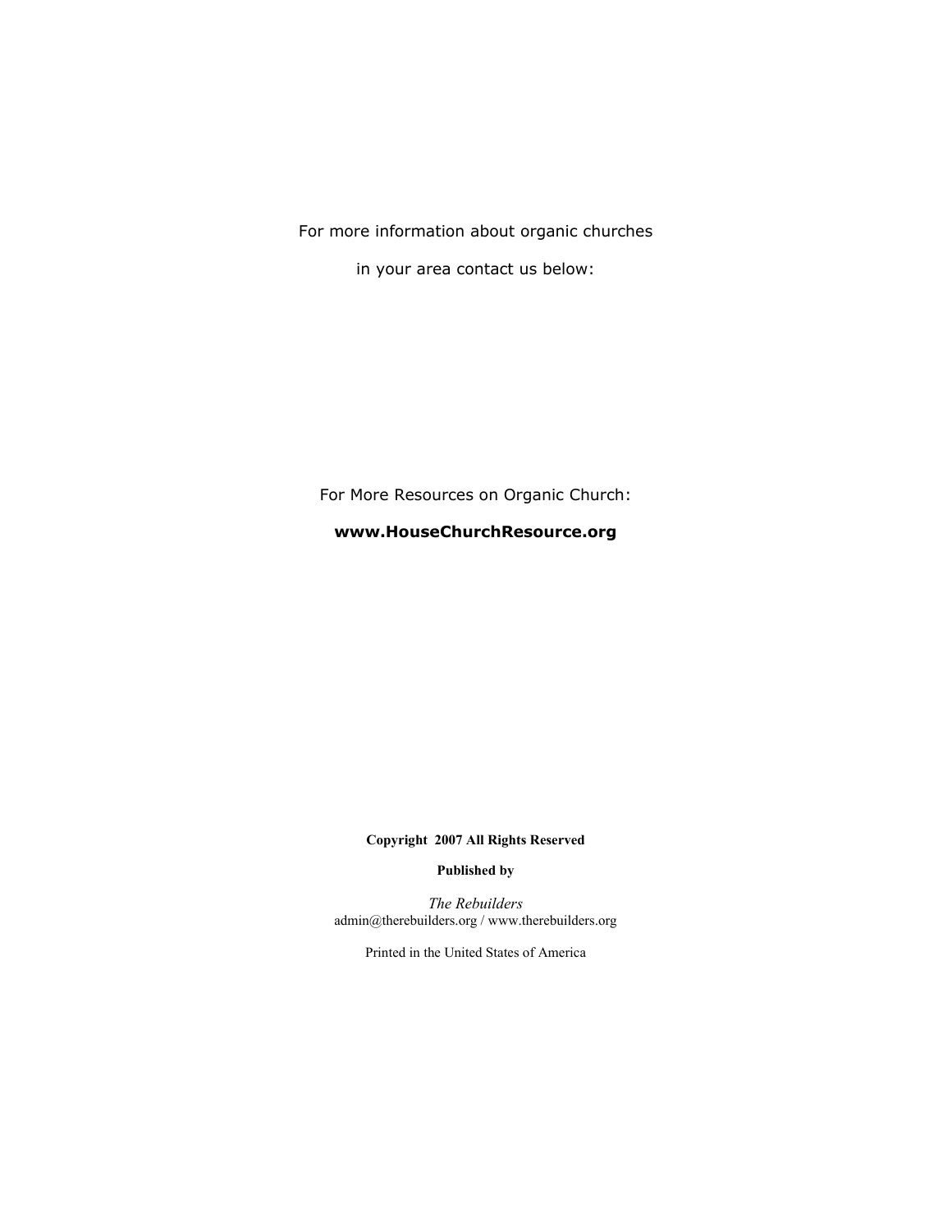For more information about organic churches

in your area contact us below:

For More Resources on Organic Church:

**www.HouseChurchResource.org**

**Copyright 2007 All Rights Reserved**

**Published by**

*The Rebuilders*
admin@therebuilders.org / www.therebuilders.org

Printed in the United States of America